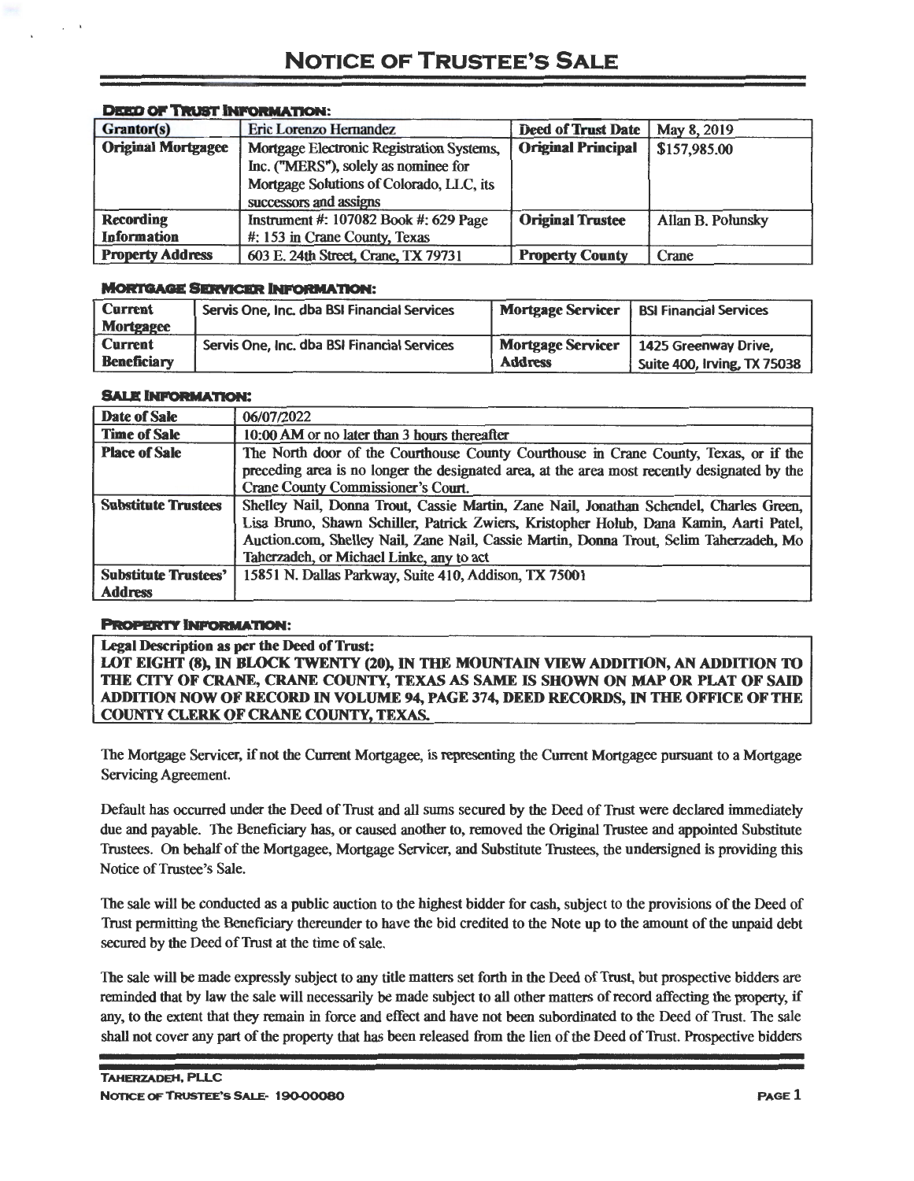# NOTICE OF TRUSTEE'S SALE

### DEED OF TRUST INFORMATION:

| Grantor(s) | Eric Lorenzo Hernandez | Deed of Trust Date | May 8, 2019 |
|---|---|---|---|
| Original Mortgagee | Mortgage Electronic Registration Systems, Inc. ("MERS"), solely as nominee for Mortgage Solutions of Colorado, LLC, its successors and assigns | Original Principal | $157,985.00 |
| Recording Information | Instrument #: 107082 Book #: 629 Page #: 153 in Crane County, Texas | Original Trustee | Allan B. Polunsky |
| Property Address | 603 E. 24th Street, Crane, TX 79731 | Property County | Crane |

### MORTGAGE SERVICER INFORMATION:

| Current Mortgagee | Servis One, Inc. dba BSI Financial Services | Mortgage Servicer | BSI Financial Services |
|---|---|---|---|
| Current Beneficiary | Servis One, Inc. dba BSI Financial Services | Mortgage Servicer Address | 1425 Greenway Drive, Suite 400, Irving, TX 75038 |

### SALE INFORMATION:

| Date of Sale | 06/07/2022 |
|---|---|
| Time of Sale | 10:00 AM or no later than 3 hours thereafter |
| Place of Sale | The North door of the Courthouse County Courthouse in Crane County, Texas, or if the preceding area is no longer the designated area, at the area most recently designated by the Crane County Commissioner's Court. |
| Substitute Trustees | Shelley Nail, Donna Trout, Cassie Martin, Zane Nail, Jonathan Schendel, Charles Green, Lisa Bruno, Shawn Schiller, Patrick Zwiers, Kristopher Holub, Dana Kamin, Aarti Patel, Auction.com, Shelley Nail, Zane Nail, Cassie Martin, Donna Trout, Selim Taherzadeh, Mo Taherzadeh, or Michael Linke, any to act |
| Substitute Trustees' Address | 15851 N. Dallas Parkway, Suite 410, Addison, TX 75001 |

### PROPERTY INFORMATION:

| Legal Description as per the Deed of Trust: |
|---|
| **LOT EIGHT (8), IN BLOCK TWENTY (20), IN THE MOUNTAIN VIEW ADDITION, AN ADDITION TO THE CITY OF CRANE, CRANE COUNTY, TEXAS AS SAME IS SHOWN ON MAP OR PLAT OF SAID ADDITION NOW OF RECORD IN VOLUME 94, PAGE 374, DEED RECORDS, IN THE OFFICE OF THE COUNTY CLERK OF CRANE COUNTY, TEXAS.** |

The Mortgage Servicer, if not the Current Mortgagee, is representing the Current Mortgagee pursuant to a Mortgage Servicing Agreement.

Default has occurred under the Deed of Trust and all sums secured by the Deed of Trust were declared immediately due and payable. The Beneficiary has, or caused another to, removed the Original Trustee and appointed Substitute Trustees. On behalf of the Mortgagee, Mortgage Servicer, and Substitute Trustees, the undersigned is providing this Notice of Trustee's Sale.

The sale will be conducted as a public auction to the highest bidder for cash, subject to the provisions of the Deed of Trust permitting the Beneficiary thereunder to have the bid credited to the Note up to the amount of the unpaid debt secured by the Deed of Trust at the time of sale.

The sale will be made expressly subject to any title matters set forth in the Deed of Trust, but prospective bidders are reminded that by law the sale will necessarily be made subject to all other matters of record affecting the property, if any, to the extent that they remain in force and effect and have not been subordinated to the Deed of Trust. The sale shall not cover any part of the property that has been released from the lien of the Deed of Trust. Prospective bidders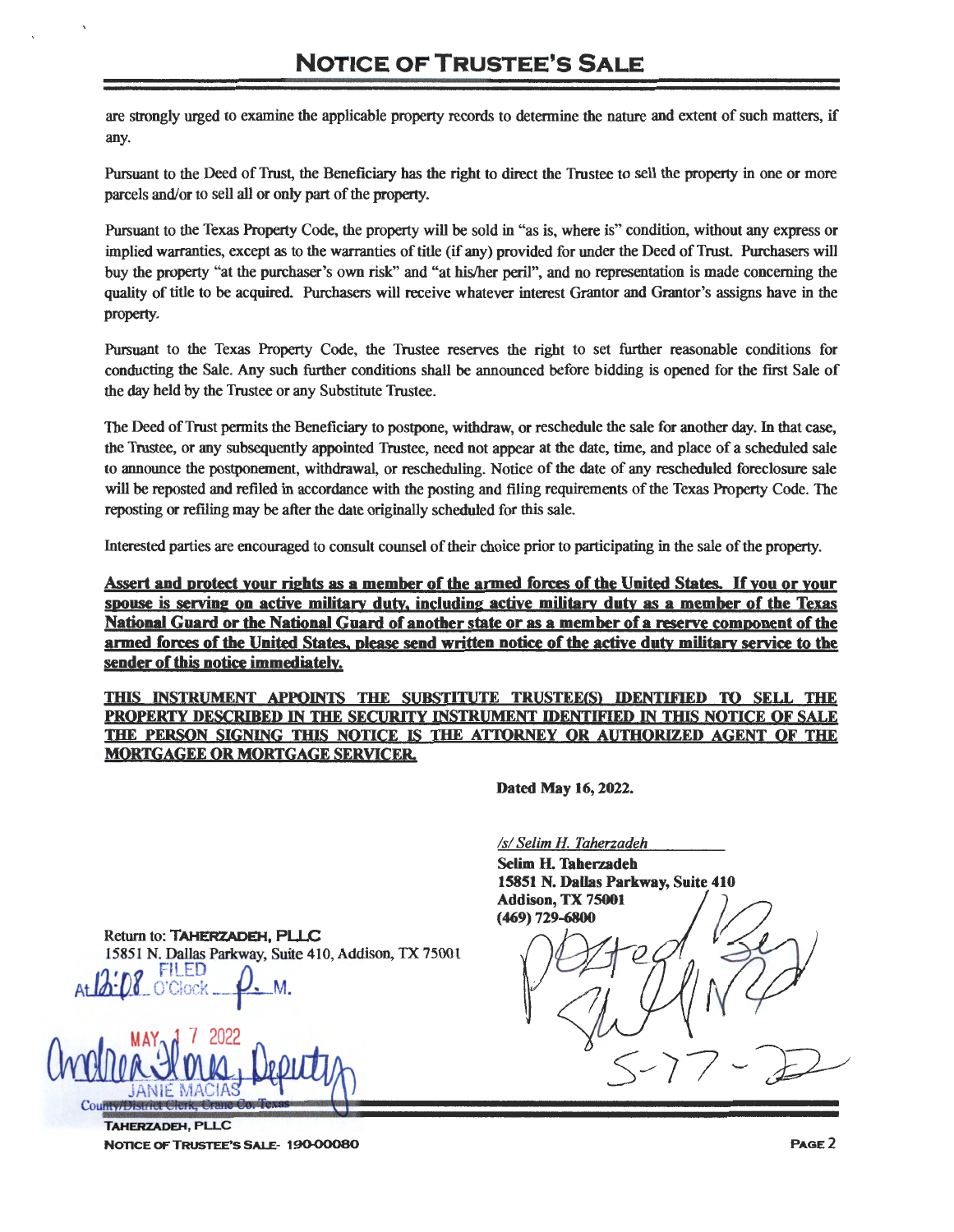# NOTICE OF TRUSTEE'S SALE

are strongly urged to examine the applicable property records to determine the nature and extent of such matters, if any.

Pursuant to the Deed of Trust, the Beneficiary has the right to direct the Trustee to sell the property in one or more parcels and/or to sell all or only part of the property.

Pursuant to the Texas Property Code, the property will be sold in "as is, where is" condition, without any express or implied warranties, except as to the warranties of title (if any) provided for under the Deed of Trust. Purchasers will buy the property "at the purchaser's own risk" and "at his/her peril", and no representation is made concerning the quality of title to be acquired. Purchasers will receive whatever interest Grantor and Grantor's assigns have in the property.

Pursuant to the Texas Property Code, the Trustee reserves the right to set further reasonable conditions for conducting the Sale. Any such further conditions shall be announced before bidding is opened for the first Sale of the day held by the Trustee or any Substitute Trustee.

The Deed of Trust permits the Beneficiary to postpone, withdraw, or reschedule the sale for another day. In that case, the Trustee, or any subsequently appointed Trustee, need not appear at the date, time, and place of a scheduled sale to announce the postponement, withdrawal, or rescheduling. Notice of the date of any rescheduled foreclosure sale will be reposted and refiled in accordance with the posting and filing requirements of the Texas Property Code. The reposting or refiling may be after the date originally scheduled for this sale.

Interested parties are encouraged to consult counsel of their choice prior to participating in the sale of the property.

**Assert and protect your rights as a member of the armed forces of the United States. If you or your spouse is serving on active military duty, including active military duty as a member of the Texas National Guard or the National Guard of another state or as a member of a reserve component of the armed forces of the United States, please send written notice of the active duty military service to the sender of this notice immediately.**

**THIS INSTRUMENT APPOINTS THE SUBSTITUTE TRUSTEE(S) IDENTIFIED TO SELL THE PROPERTY DESCRIBED IN THE SECURITY INSTRUMENT IDENTIFIED IN THIS NOTICE OF SALE THE PERSON SIGNING THIS NOTICE IS THE ATTORNEY OR AUTHORIZED AGENT OF THE MORTGAGEE OR MORTGAGE SERVICER.**

**Dated May 16, 2022.**

*/s/ Selim H. Taherzadeh*
**Selim H. Taherzadeh**
**15851 N. Dallas Parkway, Suite 410**
**Addison, TX 75001**
**(469) 729-6800**

Posted By [signature] 5-17-22

Return to: **TAHERZADEH, PLLC**
15851 N. Dallas Parkway, Suite 410, Addison, TX 75001

FILED
At 12:08 O'Clock P. M.

MAY 17 2022
[signature], Deputy
JANIE MACIAS
County/District Clerk, Crane Co. Texas

**TAHERZADEH, PLLC**
**NOTICE OF TRUSTEE'S SALE- 190-00080**